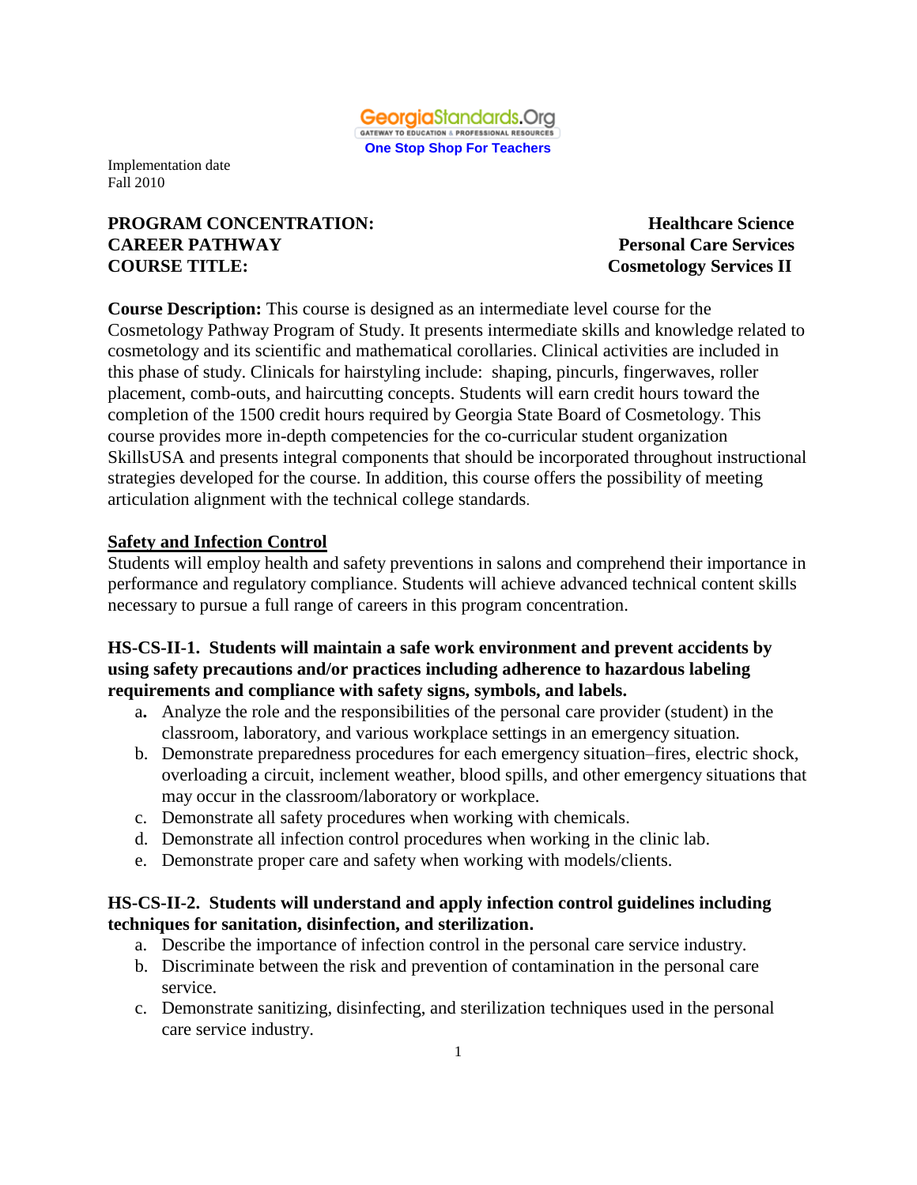GeorgiaStandards.Org
GATEWAY TO EDUCATION & PROFESSIONAL RESOURCES
One Stop Shop For Teachers

Implementation date
Fall 2010

**PROGRAM CONCENTRATION:** **Healthcare Science**
**CAREER PATHWAY** **Personal Care Services**
**COURSE TITLE:** **Cosmetology Services II**

**Course Description:** This course is designed as an intermediate level course for the Cosmetology Pathway Program of Study. It presents intermediate skills and knowledge related to cosmetology and its scientific and mathematical corollaries. Clinical activities are included in this phase of study. Clinicals for hairstyling include: shaping, pincurls, fingerwaves, roller placement, comb-outs, and haircutting concepts. Students will earn credit hours toward the completion of the 1500 credit hours required by Georgia State Board of Cosmetology. This course provides more in-depth competencies for the co-curricular student organization SkillsUSA and presents integral components that should be incorporated throughout instructional strategies developed for the course. In addition, this course offers the possibility of meeting articulation alignment with the technical college standards.

## Safety and Infection Control

Students will employ health and safety preventions in salons and comprehend their importance in performance and regulatory compliance. Students will achieve advanced technical content skills necessary to pursue a full range of careers in this program concentration.

**HS-CS-II-1. Students will maintain a safe work environment and prevent accidents by using safety precautions and/or practices including adherence to hazardous labeling requirements and compliance with safety signs, symbols, and labels.**

a. Analyze the role and the responsibilities of the personal care provider (student) in the classroom, laboratory, and various workplace settings in an emergency situation.
b. Demonstrate preparedness procedures for each emergency situation–fires, electric shock, overloading a circuit, inclement weather, blood spills, and other emergency situations that may occur in the classroom/laboratory or workplace.
c. Demonstrate all safety procedures when working with chemicals.
d. Demonstrate all infection control procedures when working in the clinic lab.
e. Demonstrate proper care and safety when working with models/clients.

**HS-CS-II-2. Students will understand and apply infection control guidelines including techniques for sanitation, disinfection, and sterilization.**

a. Describe the importance of infection control in the personal care service industry.
b. Discriminate between the risk and prevention of contamination in the personal care service.
c. Demonstrate sanitizing, disinfecting, and sterilization techniques used in the personal care service industry.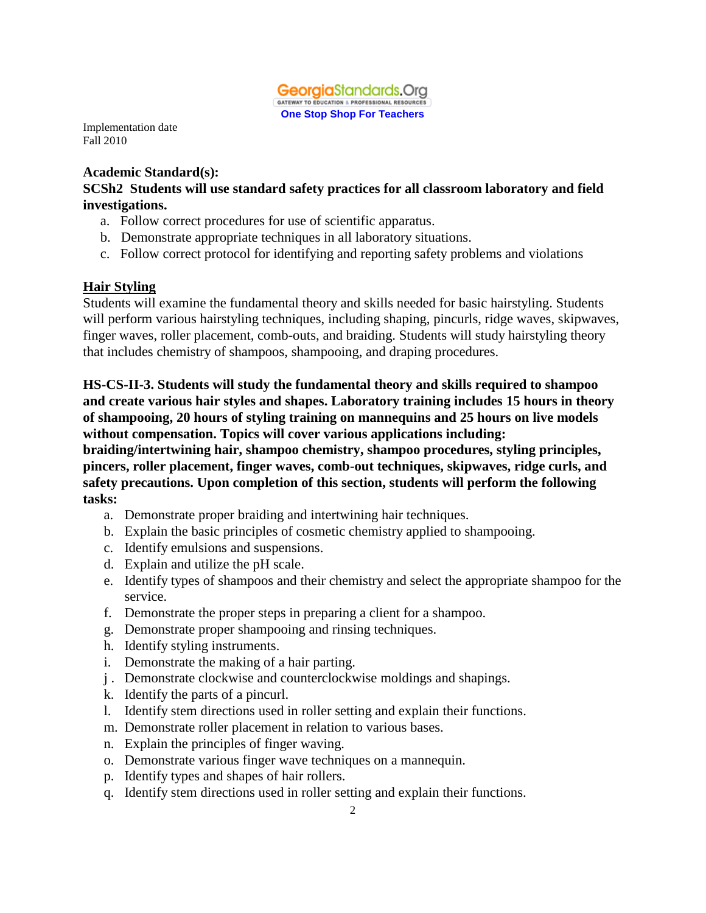GeorgiaStandards.Org
GATEWAY TO EDUCATION & PROFESSIONAL RESOURCES
One Stop Shop For Teachers

Implementation date
Fall 2010

**Academic Standard(s):**

**SCSh2 Students will use standard safety practices for all classroom laboratory and field investigations.**

a. Follow correct procedures for use of scientific apparatus.
b. Demonstrate appropriate techniques in all laboratory situations.
c. Follow correct protocol for identifying and reporting safety problems and violations

**Hair Styling**

Students will examine the fundamental theory and skills needed for basic hairstyling. Students will perform various hairstyling techniques, including shaping, pincurls, ridge waves, skipwaves, finger waves, roller placement, comb-outs, and braiding. Students will study hairstyling theory that includes chemistry of shampoos, shampooing, and draping procedures.

**HS-CS-II-3. Students will study the fundamental theory and skills required to shampoo and create various hair styles and shapes. Laboratory training includes 15 hours in theory of shampooing, 20 hours of styling training on mannequins and 25 hours on live models without compensation. Topics will cover various applications including: braiding/intertwining hair, shampoo chemistry, shampoo procedures, styling principles, pincers, roller placement, finger waves, comb-out techniques, skipwaves, ridge curls, and safety precautions. Upon completion of this section, students will perform the following tasks:**

a. Demonstrate proper braiding and intertwining hair techniques.
b. Explain the basic principles of cosmetic chemistry applied to shampooing.
c. Identify emulsions and suspensions.
d. Explain and utilize the pH scale.
e. Identify types of shampoos and their chemistry and select the appropriate shampoo for the service.
f. Demonstrate the proper steps in preparing a client for a shampoo.
g. Demonstrate proper shampooing and rinsing techniques.
h. Identify styling instruments.
i. Demonstrate the making of a hair parting.
j. Demonstrate clockwise and counterclockwise moldings and shapings.
k. Identify the parts of a pincurl.
l. Identify stem directions used in roller setting and explain their functions.
m. Demonstrate roller placement in relation to various bases.
n. Explain the principles of finger waving.
o. Demonstrate various finger wave techniques on a mannequin.
p. Identify types and shapes of hair rollers.
q. Identify stem directions used in roller setting and explain their functions.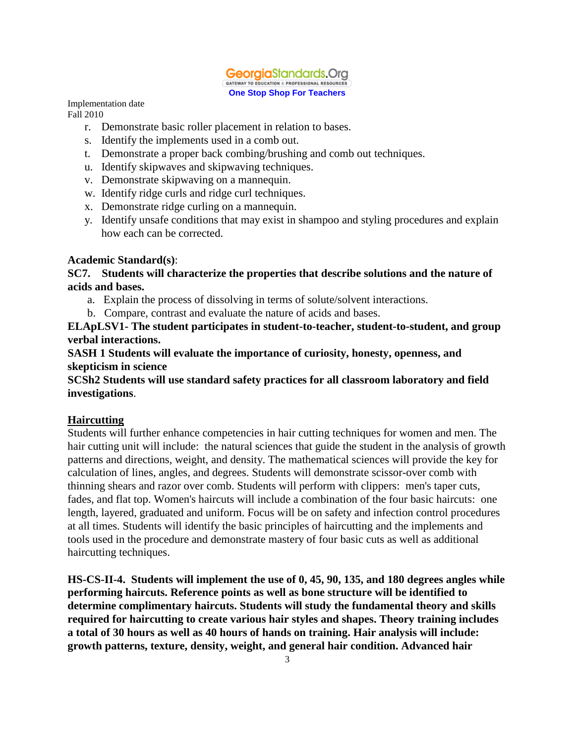Implementation date
Fall 2010

r. Demonstrate basic roller placement in relation to bases.
s. Identify the implements used in a comb out.
t. Demonstrate a proper back combing/brushing and comb out techniques.
u. Identify skipwaves and skipwaving techniques.
v. Demonstrate skipwaving on a mannequin.
w. Identify ridge curls and ridge curl techniques.
x. Demonstrate ridge curling on a mannequin.
y. Identify unsafe conditions that may exist in shampoo and styling procedures and explain how each can be corrected.

**Academic Standard(s)**:

**SC7. Students will characterize the properties that describe solutions and the nature of acids and bases.**

a. Explain the process of dissolving in terms of solute/solvent interactions.
b. Compare, contrast and evaluate the nature of acids and bases.

**ELApLSV1- The student participates in student-to-teacher, student-to-student, and group verbal interactions.**

**SASH 1 Students will evaluate the importance of curiosity, honesty, openness, and skepticism in science**

**SCSh2 Students will use standard safety practices for all classroom laboratory and field investigations**.

**Haircutting**

Students will further enhance competencies in hair cutting techniques for women and men. The hair cutting unit will include: the natural sciences that guide the student in the analysis of growth patterns and directions, weight, and density. The mathematical sciences will provide the key for calculation of lines, angles, and degrees. Students will demonstrate scissor-over comb with thinning shears and razor over comb. Students will perform with clippers: men's taper cuts, fades, and flat top. Women's haircuts will include a combination of the four basic haircuts: one length, layered, graduated and uniform. Focus will be on safety and infection control procedures at all times. Students will identify the basic principles of haircutting and the implements and tools used in the procedure and demonstrate mastery of four basic cuts as well as additional haircutting techniques.

**HS-CS-II-4. Students will implement the use of 0, 45, 90, 135, and 180 degrees angles while performing haircuts. Reference points as well as bone structure will be identified to determine complimentary haircuts. Students will study the fundamental theory and skills required for haircutting to create various hair styles and shapes. Theory training includes a total of 30 hours as well as 40 hours of hands on training. Hair analysis will include: growth patterns, texture, density, weight, and general hair condition. Advanced hair**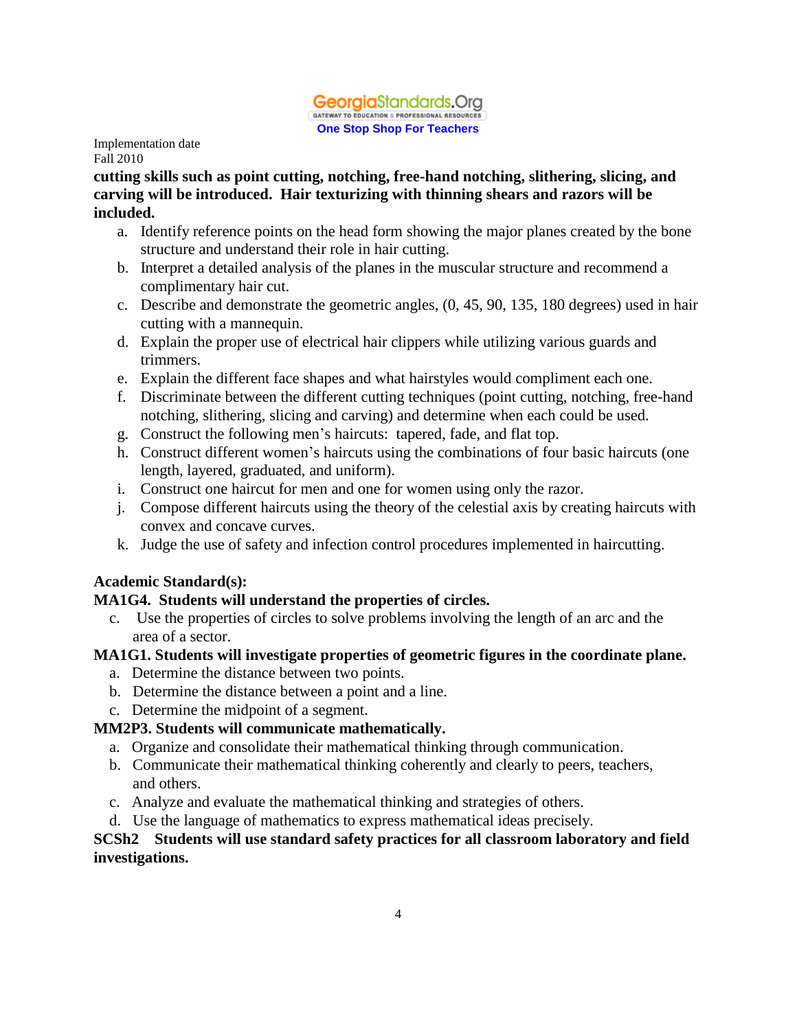**cutting skills such as point cutting, notching, free-hand notching, slithering, slicing, and carving will be introduced. Hair texturizing with thinning shears and razors will be included.**

a. Identify reference points on the head form showing the major planes created by the bone structure and understand their role in hair cutting.
b. Interpret a detailed analysis of the planes in the muscular structure and recommend a complimentary hair cut.
c. Describe and demonstrate the geometric angles, (0, 45, 90, 135, 180 degrees) used in hair cutting with a mannequin.
d. Explain the proper use of electrical hair clippers while utilizing various guards and trimmers.
e. Explain the different face shapes and what hairstyles would compliment each one.
f. Discriminate between the different cutting techniques (point cutting, notching, free-hand notching, slithering, slicing and carving) and determine when each could be used.
g. Construct the following men's haircuts: tapered, fade, and flat top.
h. Construct different women's haircuts using the combinations of four basic haircuts (one length, layered, graduated, and uniform).
i. Construct one haircut for men and one for women using only the razor.
j. Compose different haircuts using the theory of the celestial axis by creating haircuts with convex and concave curves.
k. Judge the use of safety and infection control procedures implemented in haircutting.

**Academic Standard(s):**

**MA1G4. Students will understand the properties of circles.**

c. Use the properties of circles to solve problems involving the length of an arc and the area of a sector.

**MA1G1. Students will investigate properties of geometric figures in the coordinate plane.**

a. Determine the distance between two points.
b. Determine the distance between a point and a line.
c. Determine the midpoint of a segment.

**MM2P3. Students will communicate mathematically.**

a. Organize and consolidate their mathematical thinking through communication.
b. Communicate their mathematical thinking coherently and clearly to peers, teachers, and others.
c. Analyze and evaluate the mathematical thinking and strategies of others.
d. Use the language of mathematics to express mathematical ideas precisely.

**SCSh2 Students will use standard safety practices for all classroom laboratory and field investigations.**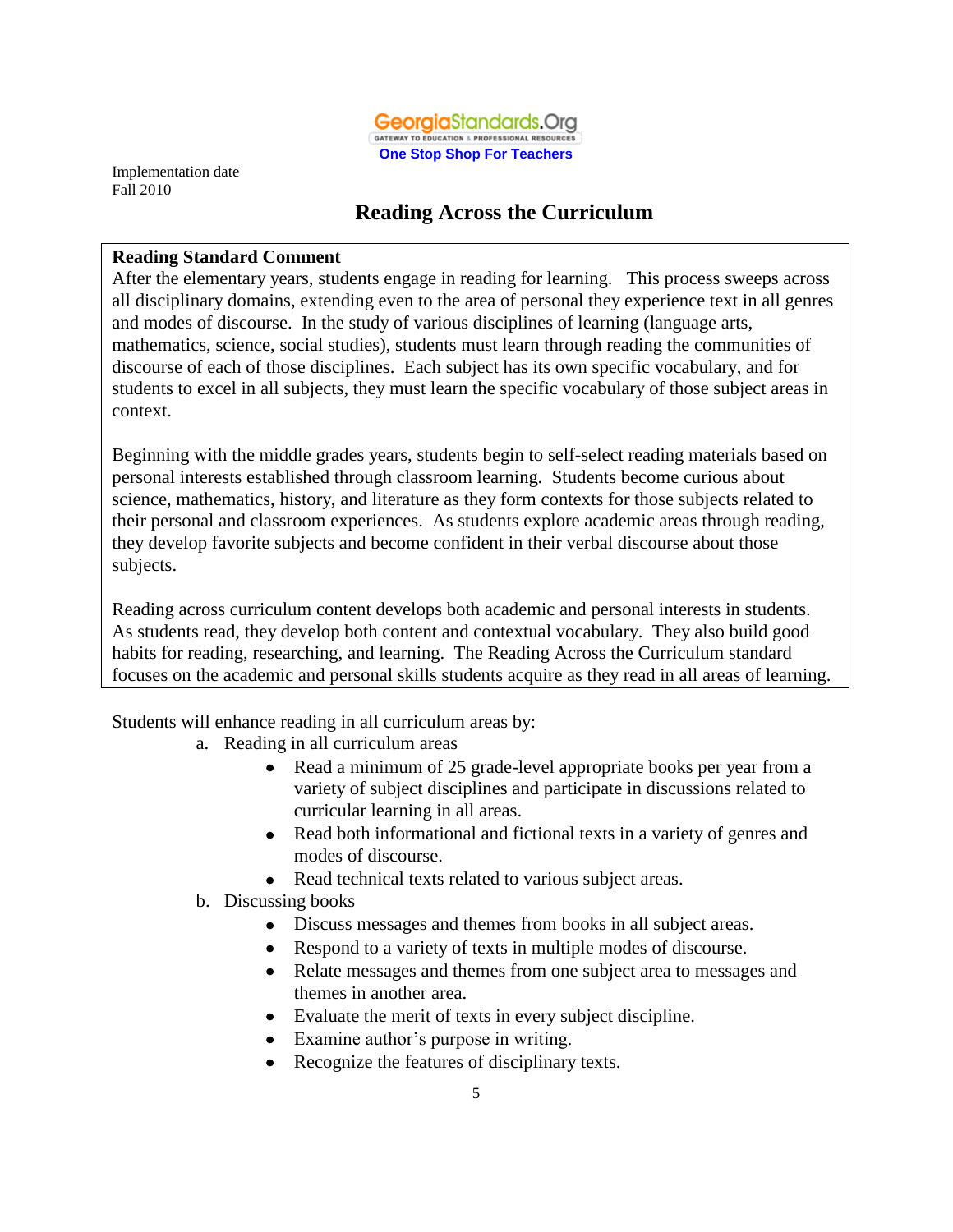GeorgiaStandards.Org
GATEWAY TO EDUCATION & PROFESSIONAL RESOURCES
One Stop Shop For Teachers

Implementation date
Fall 2010

## Reading Across the Curriculum

**Reading Standard Comment**
After the elementary years, students engage in reading for learning. This process sweeps across all disciplinary domains, extending even to the area of personal they experience text in all genres and modes of discourse. In the study of various disciplines of learning (language arts, mathematics, science, social studies), students must learn through reading the communities of discourse of each of those disciplines. Each subject has its own specific vocabulary, and for students to excel in all subjects, they must learn the specific vocabulary of those subject areas in context.

Beginning with the middle grades years, students begin to self-select reading materials based on personal interests established through classroom learning. Students become curious about science, mathematics, history, and literature as they form contexts for those subjects related to their personal and classroom experiences. As students explore academic areas through reading, they develop favorite subjects and become confident in their verbal discourse about those subjects.

Reading across curriculum content develops both academic and personal interests in students. As students read, they develop both content and contextual vocabulary. They also build good habits for reading, researching, and learning. The Reading Across the Curriculum standard focuses on the academic and personal skills students acquire as they read in all areas of learning.

Students will enhance reading in all curriculum areas by:

a. Reading in all curriculum areas
   - Read a minimum of 25 grade-level appropriate books per year from a variety of subject disciplines and participate in discussions related to curricular learning in all areas.
   - Read both informational and fictional texts in a variety of genres and modes of discourse.
   - Read technical texts related to various subject areas.

b. Discussing books
   - Discuss messages and themes from books in all subject areas.
   - Respond to a variety of texts in multiple modes of discourse.
   - Relate messages and themes from one subject area to messages and themes in another area.
   - Evaluate the merit of texts in every subject discipline.
   - Examine author's purpose in writing.
   - Recognize the features of disciplinary texts.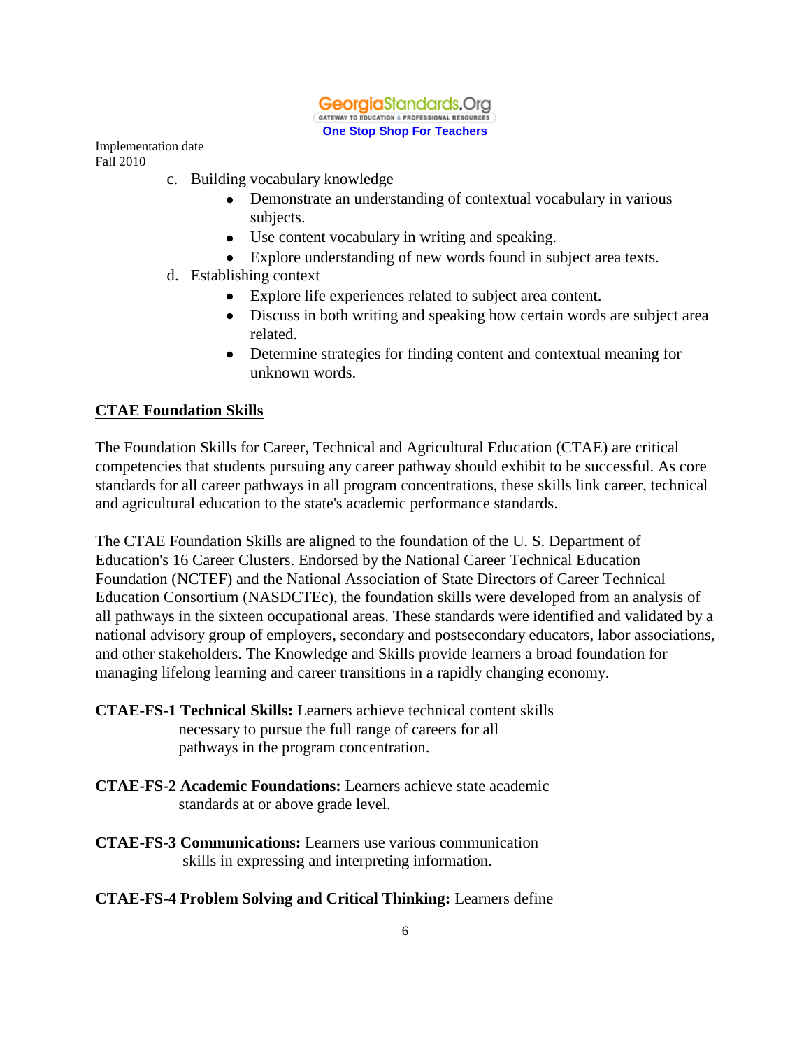Implementation date
Fall 2010

c. Building vocabulary knowledge
   - Demonstrate an understanding of contextual vocabulary in various subjects.
   - Use content vocabulary in writing and speaking.
   - Explore understanding of new words found in subject area texts.

d. Establishing context
   - Explore life experiences related to subject area content.
   - Discuss in both writing and speaking how certain words are subject area related.
   - Determine strategies for finding content and contextual meaning for unknown words.

## CTAE Foundation Skills

The Foundation Skills for Career, Technical and Agricultural Education (CTAE) are critical competencies that students pursuing any career pathway should exhibit to be successful. As core standards for all career pathways in all program concentrations, these skills link career, technical and agricultural education to the state's academic performance standards.

The CTAE Foundation Skills are aligned to the foundation of the U. S. Department of Education's 16 Career Clusters. Endorsed by the National Career Technical Education Foundation (NCTEF) and the National Association of State Directors of Career Technical Education Consortium (NASDCTEc), the foundation skills were developed from an analysis of all pathways in the sixteen occupational areas. These standards were identified and validated by a national advisory group of employers, secondary and postsecondary educators, labor associations, and other stakeholders. The Knowledge and Skills provide learners a broad foundation for managing lifelong learning and career transitions in a rapidly changing economy.

**CTAE-FS-1 Technical Skills:** Learners achieve technical content skills necessary to pursue the full range of careers for all pathways in the program concentration.

**CTAE-FS-2 Academic Foundations:** Learners achieve state academic standards at or above grade level.

**CTAE-FS-3 Communications:** Learners use various communication skills in expressing and interpreting information.

**CTAE-FS-4 Problem Solving and Critical Thinking:** Learners define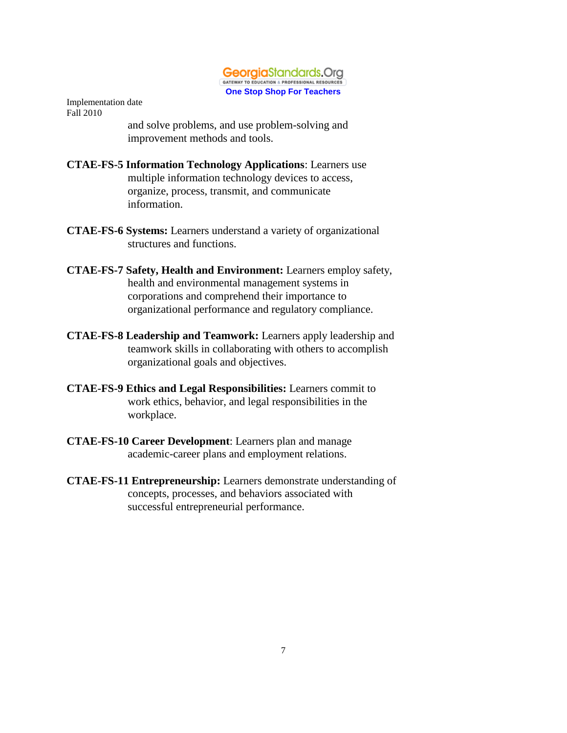and solve problems, and use problem-solving and improvement methods and tools.

**CTAE-FS-5 Information Technology Applications**: Learners use multiple information technology devices to access, organize, process, transmit, and communicate information.

**CTAE-FS-6 Systems:** Learners understand a variety of organizational structures and functions.

**CTAE-FS-7 Safety, Health and Environment:** Learners employ safety, health and environmental management systems in corporations and comprehend their importance to organizational performance and regulatory compliance.

**CTAE-FS-8 Leadership and Teamwork:** Learners apply leadership and teamwork skills in collaborating with others to accomplish organizational goals and objectives.

**CTAE-FS-9 Ethics and Legal Responsibilities:** Learners commit to work ethics, behavior, and legal responsibilities in the workplace.

**CTAE-FS-10 Career Development**: Learners plan and manage academic-career plans and employment relations.

**CTAE-FS-11 Entrepreneurship:** Learners demonstrate understanding of concepts, processes, and behaviors associated with successful entrepreneurial performance.